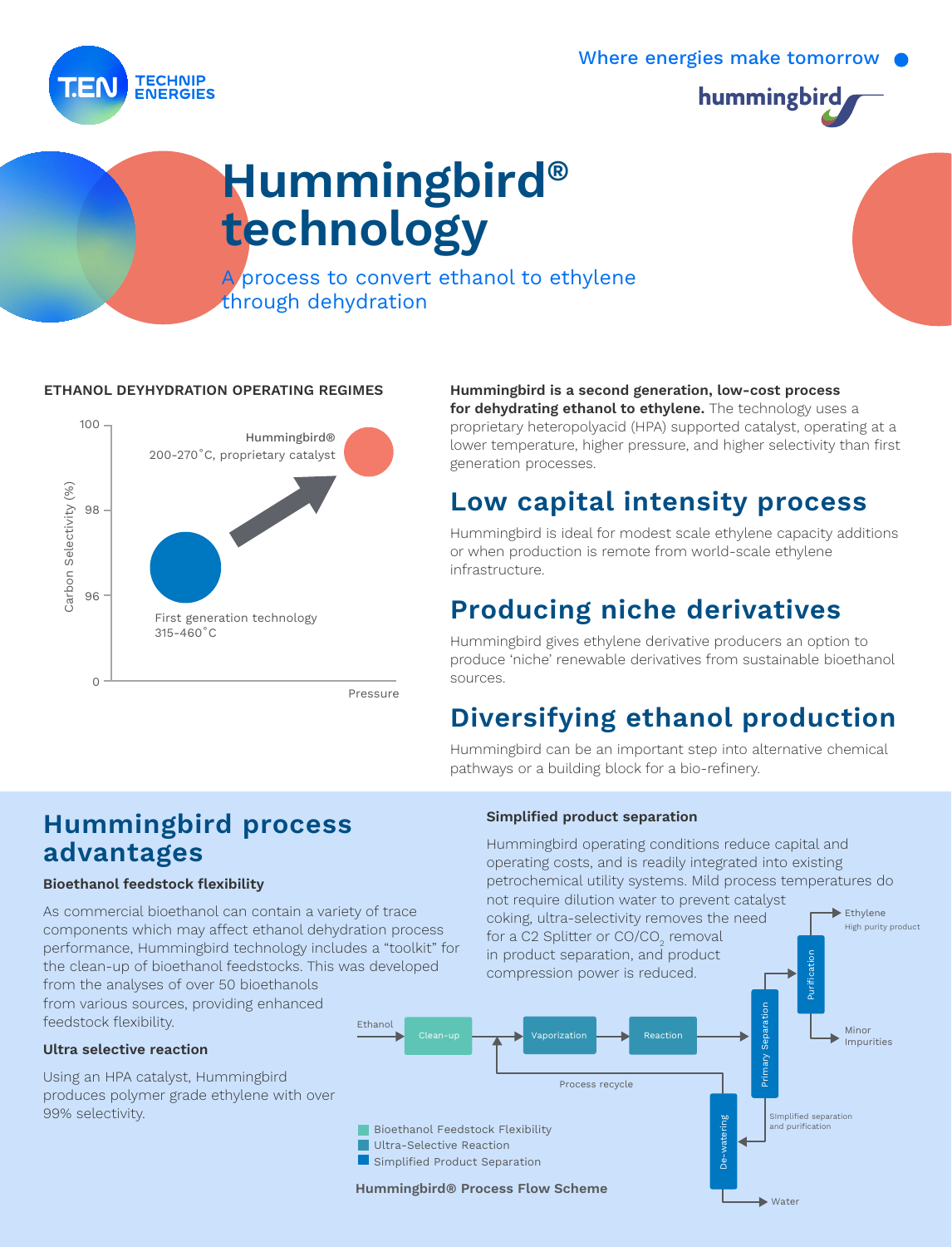Where energies make tomorrow

# Hummingbird® technology

A process to convert ethanol to ethylene through dehydration

**ETHANOL DEYHYDRATION OPERATING REGIMES**

Hummingbird® 200-270˚C, proprietary catalyst

First generation technology 315-460˚C

Carbon Selectivity (%) — Pressure

**Hummingbird is a second generation, low-cost process for dehydrating ethanol to ethylene.** The technology uses a proprietary heteropolyacid (HPA) supported catalyst, operating at a lower temperature, higher pressure, and higher selectivity than first generation processes.

## Low capital intensity process

Hummingbird is ideal for modest scale ethylene capacity additions or when production is remote from world-scale ethylene infrastructure.

## Producing niche derivatives

Hummingbird gives ethylene derivative producers an option to produce 'niche' renewable derivatives from sustainable bioethanol sources.

## Diversifying ethanol production

Hummingbird can be an important step into alternative chemical pathways or a building block for a bio-refinery.

## Hummingbird process advantages

### Bioethanol feedstock flexibility

As commercial bioethanol can contain a variety of trace components which may affect ethanol dehydration process performance, Hummingbird technology includes a "toolkit" for the clean-up of bioethanol feedstocks. This was developed from the analyses of over 50 bioethanols from various sources, providing enhanced feedstock flexibility.

### Ultra selective reaction

Using an HPA catalyst, Hummingbird produces polymer grade ethylene with over 99% selectivity.

### Simplified product separation

Hummingbird operating conditions reduce capital and operating costs, and is readily integrated into existing petrochemical utility systems. Mild process temperatures do not require dilution water to prevent catalyst coking, ultra-selectivity removes the need for a C2 Splitter or $CO/CO_2$ removal in product separation, and product compression power is reduced.

Ethanol → Clean-up → Vaporization → Reaction → Primary Separation → Purification → Ethylene (High purity product); Minor Impurities; Process recycle; De-watering → Water; Simplified separation and purification

- Bioethanol Feedstock Flexibility
- Ultra-Selective Reaction
- Simplified Product Separation

**Hummingbird® Process Flow Scheme**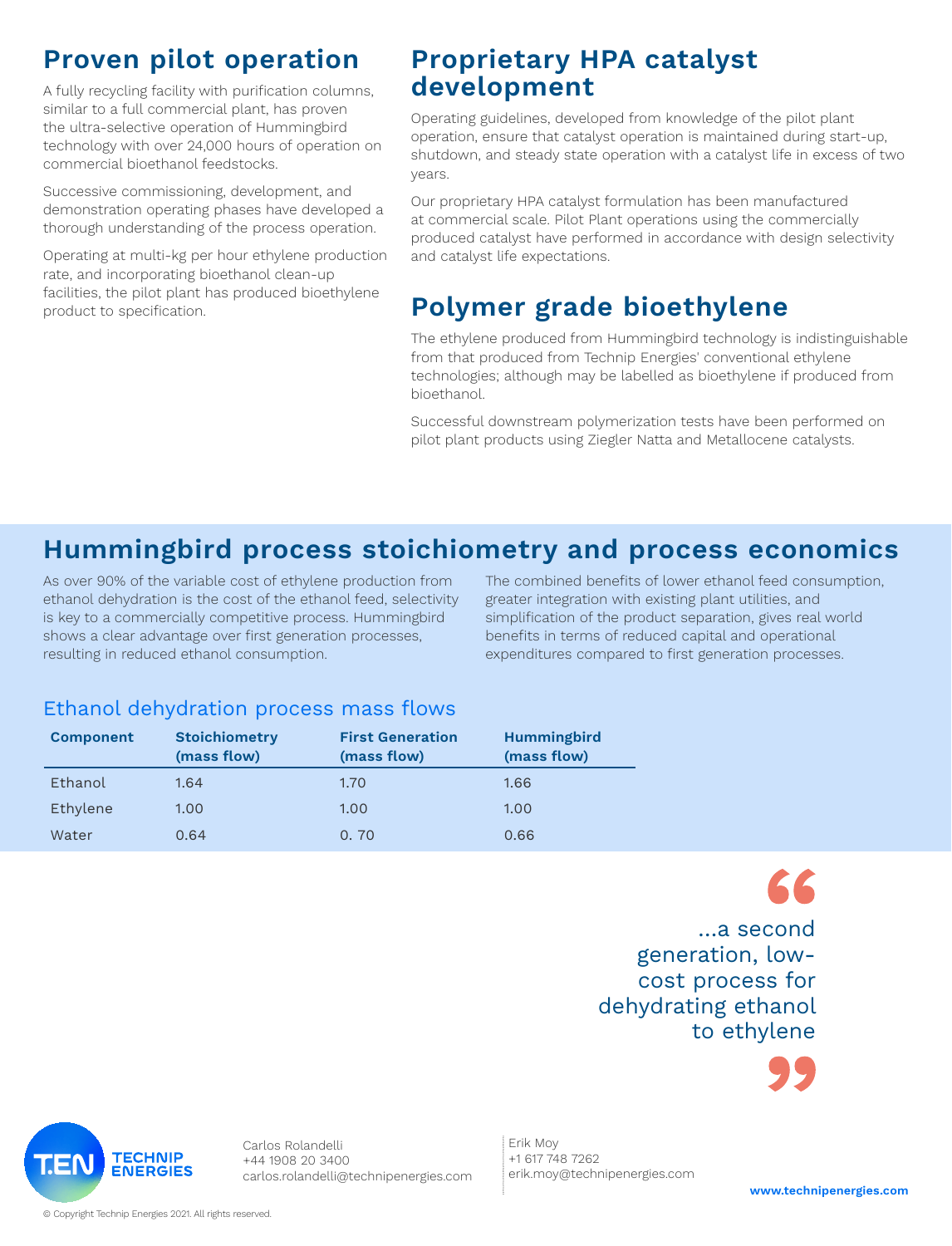## Proven pilot operation

A fully recycling facility with purification columns, similar to a full commercial plant, has proven the ultra-selective operation of Hummingbird technology with over 24,000 hours of operation on commercial bioethanol feedstocks.

Successive commissioning, development, and demonstration operating phases have developed a thorough understanding of the process operation.

Operating at multi-kg per hour ethylene production rate, and incorporating bioethanol clean-up facilities, the pilot plant has produced bioethylene product to specification.

## Proprietary HPA catalyst development

Operating guidelines, developed from knowledge of the pilot plant operation, ensure that catalyst operation is maintained during start-up, shutdown, and steady state operation with a catalyst life in excess of two years.

Our proprietary HPA catalyst formulation has been manufactured at commercial scale. Pilot Plant operations using the commercially produced catalyst have performed in accordance with design selectivity and catalyst life expectations.

## Polymer grade bioethylene

The ethylene produced from Hummingbird technology is indistinguishable from that produced from Technip Energies' conventional ethylene technologies; although may be labelled as bioethylene if produced from bioethanol.

Successful downstream polymerization tests have been performed on pilot plant products using Ziegler Natta and Metallocene catalysts.

## Hummingbird process stoichiometry and process economics

As over 90% of the variable cost of ethylene production from ethanol dehydration is the cost of the ethanol feed, selectivity is key to a commercially competitive process. Hummingbird shows a clear advantage over first generation processes, resulting in reduced ethanol consumption.

The combined benefits of lower ethanol feed consumption, greater integration with existing plant utilities, and simplification of the product separation, gives real world benefits in terms of reduced capital and operational expenditures compared to first generation processes.

### Ethanol dehydration process mass flows

| Component | Stoichiometry (mass flow) | First Generation (mass flow) | Hummingbird (mass flow) |
|---|---|---|---|
| Ethanol | 1.64 | 1.70 | 1.66 |
| Ethylene | 1.00 | 1.00 | 1.00 |
| Water | 0.64 | 0. 70 | 0.66 |

> "...a second generation, low-cost process for dehydrating ethanol to ethylene"

TECHNIP ENERGIES

Carlos Rolandelli
+44 1908 20 3400
carlos.rolandelli@technipenergies.com

Erik Moy
+1 617 748 7262
erik.moy@technipenergies.com

www.technipenergies.com

© Copyright Technip Energies 2021. All rights reserved.